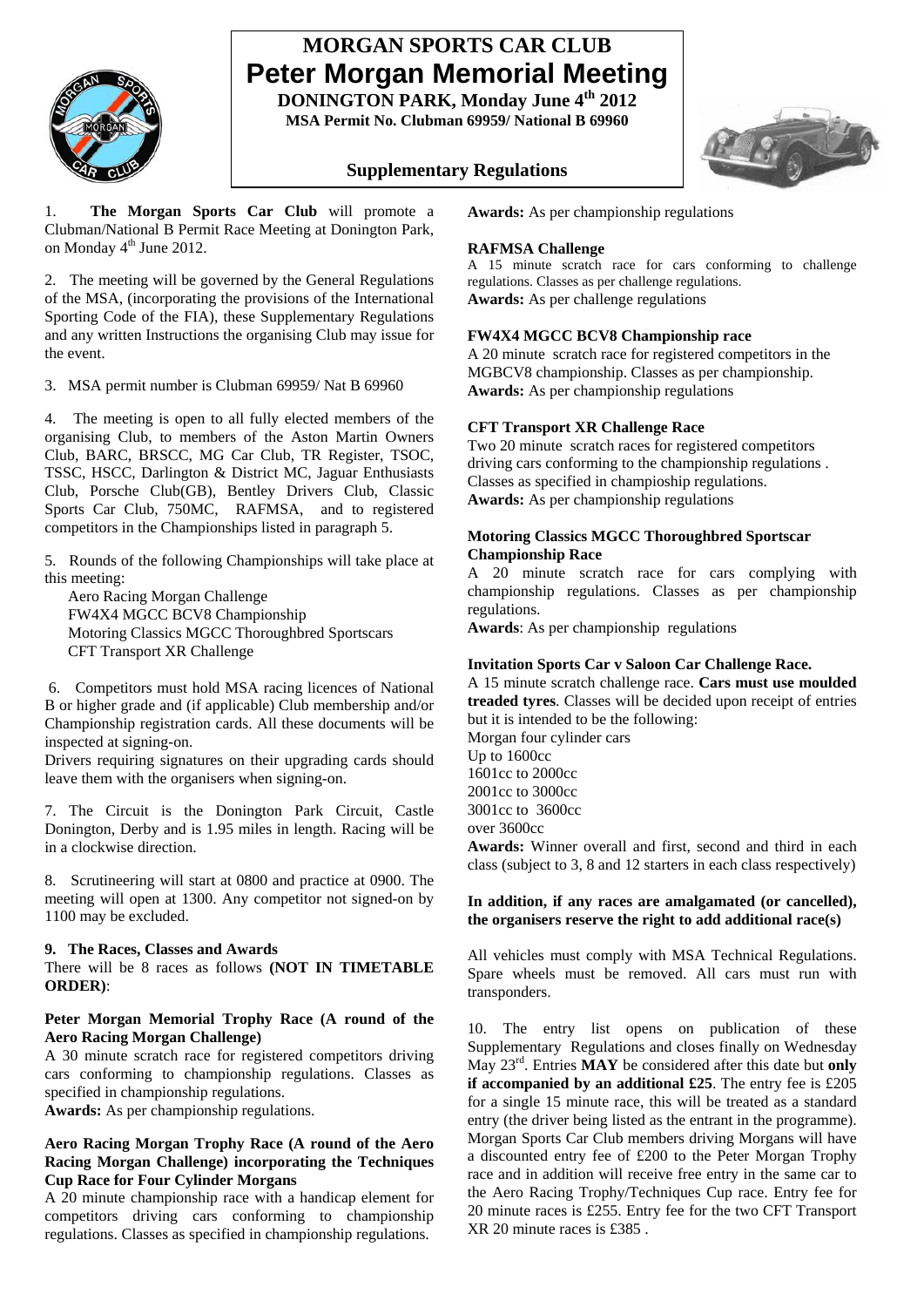# MORGAN SPORTS CAR CLUB

# Peter Morgan Memorial Meeting

**DONINGTON PARK, Monday June 4th 2012**

**MSA Permit No. Clubman 69959/ National B 69960**

## Supplementary Regulations

1. **The Morgan Sports Car Club** will promote a Clubman/National B Permit Race Meeting at Donington Park, on Monday 4th June 2012.

2. The meeting will be governed by the General Regulations of the MSA, (incorporating the provisions of the International Sporting Code of the FIA), these Supplementary Regulations and any written Instructions the organising Club may issue for the event.

3. MSA permit number is Clubman 69959/ Nat B 69960

4. The meeting is open to all fully elected members of the organising Club, to members of the Aston Martin Owners Club, BARC, BRSCC, MG Car Club, TR Register, TSOC, TSSC, HSCC, Darlington & District MC, Jaguar Enthusiasts Club, Porsche Club(GB), Bentley Drivers Club, Classic Sports Car Club, 750MC, RAFMSA, and to registered competitors in the Championships listed in paragraph 5.

5. Rounds of the following Championships will take place at this meeting:

Aero Racing Morgan Challenge
FW4X4 MGCC BCV8 Championship
Motoring Classics MGCC Thoroughbred Sportscars
CFT Transport XR Challenge

6. Competitors must hold MSA racing licences of National B or higher grade and (if applicable) Club membership and/or Championship registration cards. All these documents will be inspected at signing-on.

Drivers requiring signatures on their upgrading cards should leave them with the organisers when signing-on.

7. The Circuit is the Donington Park Circuit, Castle Donington, Derby and is 1.95 miles in length. Racing will be in a clockwise direction.

8. Scrutineering will start at 0800 and practice at 0900. The meeting will open at 1300. Any competitor not signed-on by 1100 may be excluded.

**9. The Races, Classes and Awards**

There will be 8 races as follows **(NOT IN TIMETABLE ORDER)**:

**Peter Morgan Memorial Trophy Race (A round of the Aero Racing Morgan Challenge)**

A 30 minute scratch race for registered competitors driving cars conforming to championship regulations. Classes as specified in championship regulations.

**Awards:** As per championship regulations.

**Aero Racing Morgan Trophy Race (A round of the Aero Racing Morgan Challenge) incorporating the Techniques Cup Race for Four Cylinder Morgans**

A 20 minute championship race with a handicap element for competitors driving cars conforming to championship regulations. Classes as specified in championship regulations.

**Awards:** As per championship regulations

**RAFMSA Challenge**

A 15 minute scratch race for cars conforming to challenge regulations. Classes as per challenge regulations.

**Awards:** As per challenge regulations

**FW4X4 MGCC BCV8 Championship race**

A 20 minute scratch race for registered competitors in the MGBCV8 championship. Classes as per championship.

**Awards:** As per championship regulations

**CFT Transport XR Challenge Race**

Two 20 minute scratch races for registered competitors driving cars conforming to the championship regulations . Classes as specified in champioship regulations.

**Awards:** As per championship regulations

**Motoring Classics MGCC Thoroughbred Sportscar Championship Race**

A 20 minute scratch race for cars complying with championship regulations. Classes as per championship regulations.

**Awards**: As per championship regulations

**Invitation Sports Car v Saloon Car Challenge Race.**

A 15 minute scratch challenge race. **Cars must use moulded treaded tyres**. Classes will be decided upon receipt of entries but it is intended to be the following:

Morgan four cylinder cars
Up to 1600cc
1601cc to 2000cc
2001cc to 3000cc
3001cc to 3600cc
over 3600cc

**Awards:** Winner overall and first, second and third in each class (subject to 3, 8 and 12 starters in each class respectively)

**In addition, if any races are amalgamated (or cancelled), the organisers reserve the right to add additional race(s)**

All vehicles must comply with MSA Technical Regulations. Spare wheels must be removed. All cars must run with transponders.

10. The entry list opens on publication of these Supplementary Regulations and closes finally on Wednesday May 23rd. Entries **MAY** be considered after this date but **only if accompanied by an additional £25**. The entry fee is £205 for a single 15 minute race, this will be treated as a standard entry (the driver being listed as the entrant in the programme). Morgan Sports Car Club members driving Morgans will have a discounted entry fee of £200 to the Peter Morgan Trophy race and in addition will receive free entry in the same car to the Aero Racing Trophy/Techniques Cup race. Entry fee for 20 minute races is £255. Entry fee for the two CFT Transport XR 20 minute races is £385 .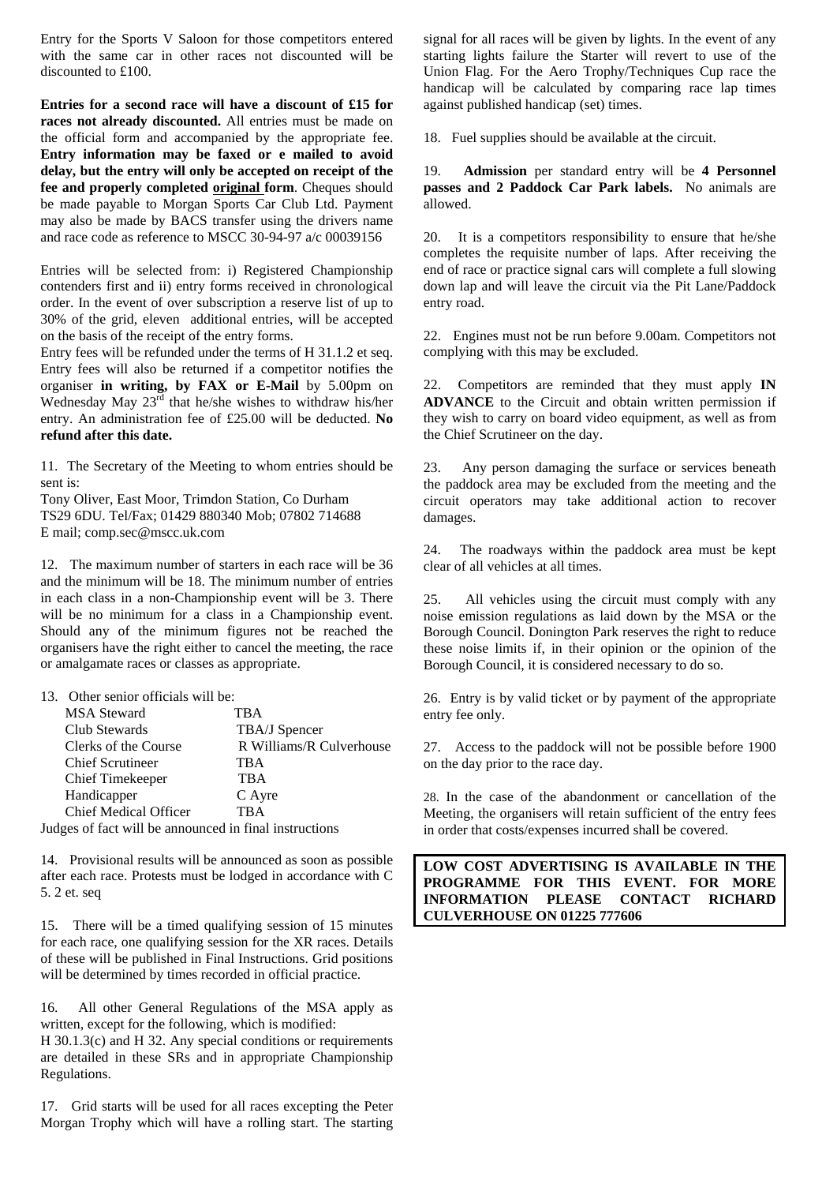Entry for the Sports V Saloon for those competitors entered with the same car in other races not discounted will be discounted to £100.

**Entries for a second race will have a discount of £15 for races not already discounted.** All entries must be made on the official form and accompanied by the appropriate fee. **Entry information may be faxed or e mailed to avoid delay, but the entry will only be accepted on receipt of the fee and properly completed original form**. Cheques should be made payable to Morgan Sports Car Club Ltd. Payment may also be made by BACS transfer using the drivers name and race code as reference to MSCC 30-94-97 a/c 00039156

Entries will be selected from: i) Registered Championship contenders first and ii) entry forms received in chronological order. In the event of over subscription a reserve list of up to 30% of the grid, eleven additional entries, will be accepted on the basis of the receipt of the entry forms.

Entry fees will be refunded under the terms of H 31.1.2 et seq. Entry fees will also be returned if a competitor notifies the organiser **in writing, by FAX or E-Mail** by 5.00pm on Wednesday May 23rd that he/she wishes to withdraw his/her entry. An administration fee of £25.00 will be deducted. **No refund after this date.**

11. The Secretary of the Meeting to whom entries should be sent is:
Tony Oliver, East Moor, Trimdon Station, Co Durham
TS29 6DU. Tel/Fax; 01429 880340 Mob; 07802 714688
E mail; comp.sec@mscc.uk.com

12. The maximum number of starters in each race will be 36 and the minimum will be 18. The minimum number of entries in each class in a non-Championship event will be 3. There will be no minimum for a class in a Championship event. Should any of the minimum figures not be reached the organisers have the right either to cancel the meeting, the race or amalgamate races or classes as appropriate.

13. Other senior officials will be:

| | |
|---|---|
| MSA Steward | TBA |
| Club Stewards | TBA/J Spencer |
| Clerks of the Course | R Williams/R Culverhouse |
| Chief Scrutineer | TBA |
| Chief Timekeeper | TBA |
| Handicapper | C Ayre |
| Chief Medical Officer | TBA |

Judges of fact will be announced in final instructions

14. Provisional results will be announced as soon as possible after each race. Protests must be lodged in accordance with C 5. 2 et. seq

15. There will be a timed qualifying session of 15 minutes for each race, one qualifying session for the XR races. Details of these will be published in Final Instructions. Grid positions will be determined by times recorded in official practice.

16. All other General Regulations of the MSA apply as written, except for the following, which is modified:
H 30.1.3(c) and H 32. Any special conditions or requirements are detailed in these SRs and in appropriate Championship Regulations.

17. Grid starts will be used for all races excepting the Peter Morgan Trophy which will have a rolling start. The starting signal for all races will be given by lights. In the event of any starting lights failure the Starter will revert to use of the Union Flag. For the Aero Trophy/Techniques Cup race the handicap will be calculated by comparing race lap times against published handicap (set) times.

18. Fuel supplies should be available at the circuit.

19. **Admission** per standard entry will be **4 Personnel passes and 2 Paddock Car Park labels.** No animals are allowed.

20. It is a competitors responsibility to ensure that he/she completes the requisite number of laps. After receiving the end of race or practice signal cars will complete a full slowing down lap and will leave the circuit via the Pit Lane/Paddock entry road.

22. Engines must not be run before 9.00am. Competitors not complying with this may be excluded.

22. Competitors are reminded that they must apply **IN ADVANCE** to the Circuit and obtain written permission if they wish to carry on board video equipment, as well as from the Chief Scrutineer on the day.

23. Any person damaging the surface or services beneath the paddock area may be excluded from the meeting and the circuit operators may take additional action to recover damages.

24. The roadways within the paddock area must be kept clear of all vehicles at all times.

25. All vehicles using the circuit must comply with any noise emission regulations as laid down by the MSA or the Borough Council. Donington Park reserves the right to reduce these noise limits if, in their opinion or the opinion of the Borough Council, it is considered necessary to do so.

26. Entry is by valid ticket or by payment of the appropriate entry fee only.

27. Access to the paddock will not be possible before 1900 on the day prior to the race day.

28. In the case of the abandonment or cancellation of the Meeting, the organisers will retain sufficient of the entry fees in order that costs/expenses incurred shall be covered.

**LOW COST ADVERTISING IS AVAILABLE IN THE PROGRAMME FOR THIS EVENT. FOR MORE INFORMATION PLEASE CONTACT RICHARD CULVERHOUSE ON 01225 777606**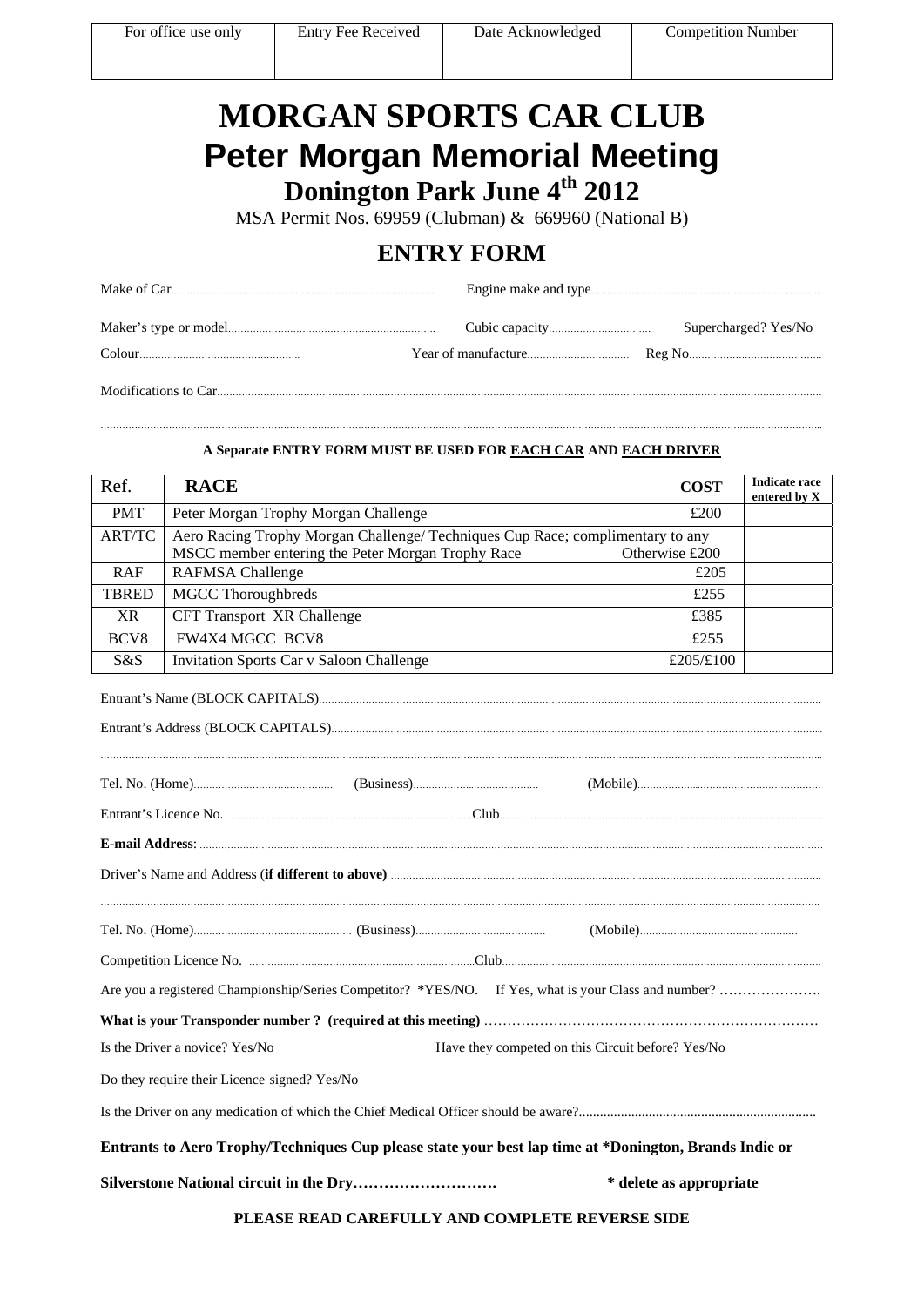| For office use only | Entry Fee Received | Date Acknowledged | Competition Number |
|---|---|---|---|
| | | | |

# MORGAN SPORTS CAR CLUB

# Peter Morgan Memorial Meeting

## Donington Park June 4th 2012

MSA Permit Nos. 69959 (Clubman) & 669960 (National B)

## ENTRY FORM

Make of Car.................................................... Engine make and type....................................................

Maker's type or model.................................................... Cubic capacity.............................. Supercharged? Yes/No

Colour.............................................. Year of manufacture.............................. Reg No..........................................

Modifications to Car.............................................................................................................................................

.............................................................................................................................................................................

**A Separate ENTRY FORM MUST BE USED FOR EACH CAR AND EACH DRIVER**

| Ref. | RACE | COST | Indicate race entered by X |
|---|---|---|---|
| PMT | Peter Morgan Trophy Morgan Challenge | £200 | |
| ART/TC | Aero Racing Trophy Morgan Challenge/ Techniques Cup Race; complimentary to any MSCC member entering the Peter Morgan Trophy Race | Otherwise £200 | |
| RAF | RAFMSA Challenge | £205 | |
| TBRED | MGCC Thoroughbreds | £255 | |
| XR | CFT Transport XR Challenge | £385 | |
| BCV8 | FW4X4 MGCC BCV8 | £255 | |
| S&S | Invitation Sports Car v Saloon Challenge | £205/£100 | |

Entrant's Name (BLOCK CAPITALS)...........................................................................................................

Entrant's Address (BLOCK CAPITALS)......................................................................................................

.............................................................................................................................................................................

Tel. No. (Home).......................................... (Business)...................................... (Mobile)..........................................

Entrant's Licence No. ..........................................................Club.............................................................................

**E-mail Address**: .......................................................................................................................................................

Driver's Name and Address (**if different to above)** .....................................................................................

.............................................................................................................................................................................

Tel. No. (Home).............................................. (Business)...................................... (Mobile)..........................................

Competition Licence No. ......................................................Club.............................................................................

Are you a registered Championship/Series Competitor? *YES/NO. If Yes, what is your Class and number? ………………….

**What is your Transponder number ? (required at this meeting)** ………………………………………………………………

Is the Driver a novice? Yes/No Have they competed on this Circuit before? Yes/No

Do they require their Licence signed? Yes/No

Is the Driver on any medication of which the Chief Medical Officer should be aware?..................................................................

**Entrants to Aero Trophy/Techniques Cup please state your best lap time at *Donington, Brands Indie or Silverstone National circuit in the Dry………………………. * delete as appropriate**

**PLEASE READ CAREFULLY AND COMPLETE REVERSE SIDE**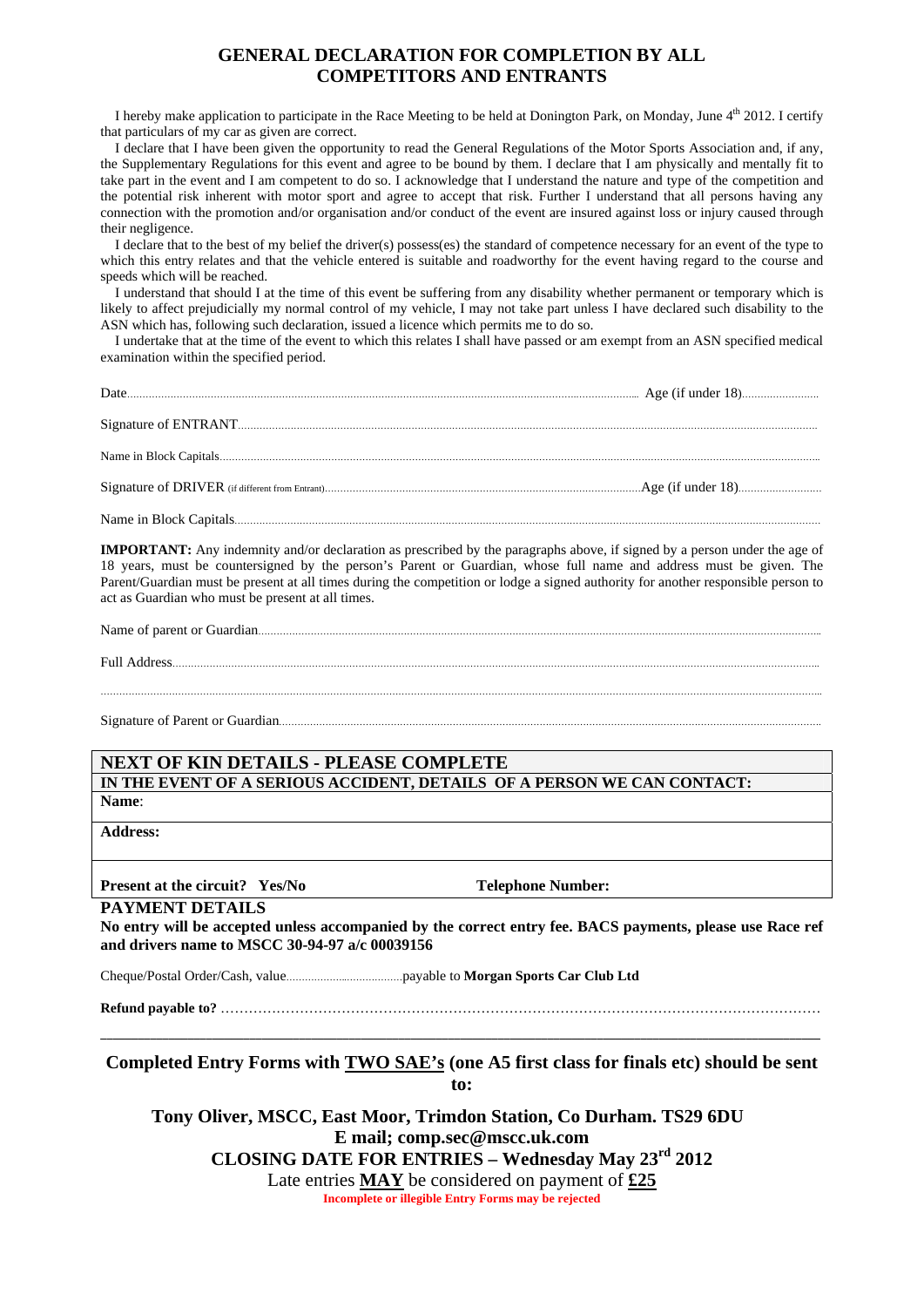# GENERAL DECLARATION FOR COMPLETION BY ALL COMPETITORS AND ENTRANTS

I hereby make application to participate in the Race Meeting to be held at Donington Park, on Monday, June 4th 2012. I certify that particulars of my car as given are correct.

I declare that I have been given the opportunity to read the General Regulations of the Motor Sports Association and, if any, the Supplementary Regulations for this event and agree to be bound by them. I declare that I am physically and mentally fit to take part in the event and I am competent to do so. I acknowledge that I understand the nature and type of the competition and the potential risk inherent with motor sport and agree to accept that risk. Further I understand that all persons having any connection with the promotion and/or organisation and/or conduct of the event are insured against loss or injury caused through their negligence.

I declare that to the best of my belief the driver(s) possess(es) the standard of competence necessary for an event of the type to which this entry relates and that the vehicle entered is suitable and roadworthy for the event having regard to the course and speeds which will be reached.

I understand that should I at the time of this event be suffering from any disability whether permanent or temporary which is likely to affect prejudicially my normal control of my vehicle, I may not take part unless I have declared such disability to the ASN which has, following such declaration, issued a licence which permits me to do so.

I undertake that at the time of the event to which this relates I shall have passed or am exempt from an ASN specified medical examination within the specified period.

Date.................................................................................................................................................... Age (if under 18)..........................

Signature of ENTRANT.......................................................................................................................................................................

Name in Block Capitals.......................................................................................................................................................................

Signature of DRIVER (if different from Entrant)......................................................................................................Age (if under 18)............................

Name in Block Capitals.......................................................................................................................................................................

**IMPORTANT:** Any indemnity and/or declaration as prescribed by the paragraphs above, if signed by a person under the age of 18 years, must be countersigned by the person's Parent or Guardian, whose full name and address must be given. The Parent/Guardian must be present at all times during the competition or lodge a signed authority for another responsible person to act as Guardian who must be present at all times.

Name of parent or Guardian.......................................................................................................................................................................

Full Address.......................................................................................................................................................................

.......................................................................................................................................................................

Signature of Parent or Guardian.......................................................................................................................................................................

## NEXT OF KIN DETAILS - PLEASE COMPLETE

**IN THE EVENT OF A SERIOUS ACCIDENT, DETAILS OF A PERSON WE CAN CONTACT:**

**Name**:

**Address:**

**Present at the circuit? Yes/No** **Telephone Number:**

## PAYMENT DETAILS

**No entry will be accepted unless accompanied by the correct entry fee. BACS payments, please use Race ref and drivers name to MSCC 30-94-97 a/c 00039156**

Cheque/Postal Order/Cash, value......................................payable to **Morgan Sports Car Club Ltd**

**Refund payable to?** ……………………………………………………………………………………………………………

**Completed Entry Forms with TWO SAE's (one A5 first class for finals etc) should be sent to:**

**Tony Oliver, MSCC, East Moor, Trimdon Station, Co Durham. TS29 6DU**
**E mail; comp.sec@mscc.uk.com**
**CLOSING DATE FOR ENTRIES – Wednesday May 23rd 2012**
Late entries **MAY** be considered on payment of **£25**
**Incomplete or illegible Entry Forms may be rejected**